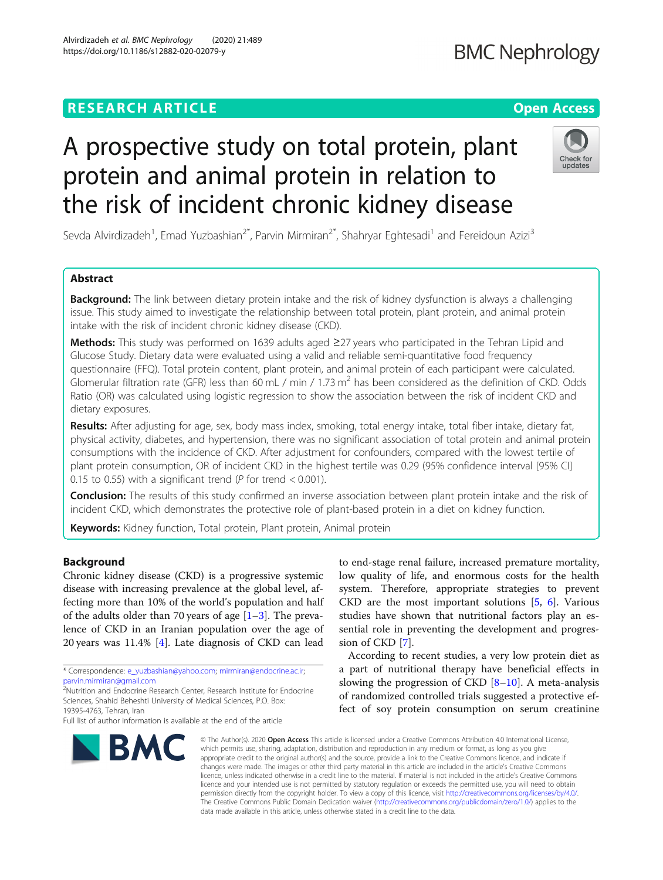RESEARCH ARTICLE

Open Access

# A prospective study on total protein, plant protein and animal protein in relation to the risk of incident chronic kidney disease

Sevda Alvirdizadeh[1], Emad Yuzbashian[2*], Parvin Mirmiran[2*], Shahryar Eghtesadi[1] and Fereidoun Azizi[3]

## Abstract

**Background:** The link between dietary protein intake and the risk of kidney dysfunction is always a challenging issue. This study aimed to investigate the relationship between total protein, plant protein, and animal protein intake with the risk of incident chronic kidney disease (CKD).

**Methods:** This study was performed on 1639 adults aged ≥27 years who participated in the Tehran Lipid and Glucose Study. Dietary data were evaluated using a valid and reliable semi-quantitative food frequency questionnaire (FFQ). Total protein content, plant protein, and animal protein of each participant were calculated. Glomerular filtration rate (GFR) less than 60 mL / min / 1.73 $m^2$ has been considered as the definition of CKD. Odds Ratio (OR) was calculated using logistic regression to show the association between the risk of incident CKD and dietary exposures.

**Results:** After adjusting for age, sex, body mass index, smoking, total energy intake, total fiber intake, dietary fat, physical activity, diabetes, and hypertension, there was no significant association of total protein and animal protein consumptions with the incidence of CKD. After adjustment for confounders, compared with the lowest tertile of plant protein consumption, OR of incident CKD in the highest tertile was 0.29 (95% confidence interval [95% CI] 0.15 to 0.55) with a significant trend ($P$ for trend $< 0.001$).

**Conclusion:** The results of this study confirmed an inverse association between plant protein intake and the risk of incident CKD, which demonstrates the protective role of plant-based protein in a diet on kidney function.

**Keywords:** Kidney function, Total protein, Plant protein, Animal protein

## Background

Chronic kidney disease (CKD) is a progressive systemic disease with increasing prevalence at the global level, affecting more than 10% of the world's population and half of the adults older than 70 years of age [1–3]. The prevalence of CKD in an Iranian population over the age of 20 years was 11.4% [4]. Late diagnosis of CKD can lead to end-stage renal failure, increased premature mortality, low quality of life, and enormous costs for the health system. Therefore, appropriate strategies to prevent CKD are the most important solutions [5, 6]. Various studies have shown that nutritional factors play an essential role in preventing the development and progression of CKD [7].

According to recent studies, a very low protein diet as a part of nutritional therapy have beneficial effects in slowing the progression of CKD [8–10]. A meta-analysis of randomized controlled trials suggested a protective effect of soy protein consumption on serum creatinine

* Correspondence: e_yuzbashian@yahoo.com; mirmiran@endocrine.ac.ir; parvin.mirmiran@gmail.com

[2]Nutrition and Endocrine Research Center, Research Institute for Endocrine Sciences, Shahid Beheshti University of Medical Sciences, P.O. Box: 19395-4763, Tehran, Iran

Full list of author information is available at the end of the article

© The Author(s). 2020 **Open Access** This article is licensed under a Creative Commons Attribution 4.0 International License, which permits use, sharing, adaptation, distribution and reproduction in any medium or format, as long as you give appropriate credit to the original author(s) and the source, provide a link to the Creative Commons licence, and indicate if changes were made. The images or other third party material in this article are included in the article's Creative Commons licence, unless indicated otherwise in a credit line to the material. If material is not included in the article's Creative Commons licence and your intended use is not permitted by statutory regulation or exceeds the permitted use, you will need to obtain permission directly from the copyright holder. To view a copy of this licence, visit http://creativecommons.org/licenses/by/4.0/. The Creative Commons Public Domain Dedication waiver (http://creativecommons.org/publicdomain/zero/1.0/) applies to the data made available in this article, unless otherwise stated in a credit line to the data.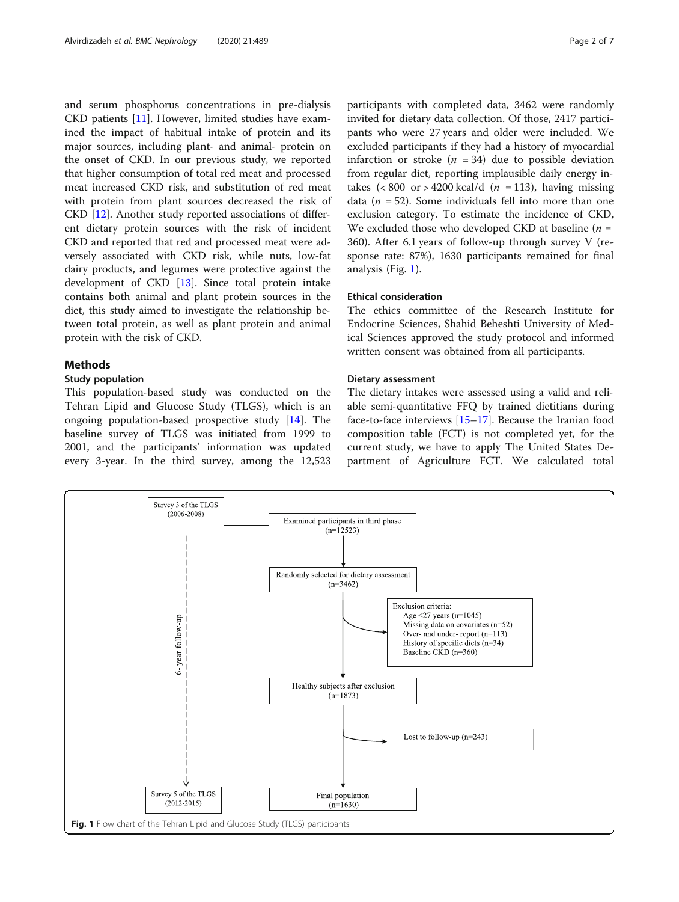and serum phosphorus concentrations in pre-dialysis CKD patients [11]. However, limited studies have examined the impact of habitual intake of protein and its major sources, including plant- and animal- protein on the onset of CKD. In our previous study, we reported that higher consumption of total red meat and processed meat increased CKD risk, and substitution of red meat with protein from plant sources decreased the risk of CKD [12]. Another study reported associations of different dietary protein sources with the risk of incident CKD and reported that red and processed meat were adversely associated with CKD risk, while nuts, low-fat dairy products, and legumes were protective against the development of CKD [13]. Since total protein intake contains both animal and plant protein sources in the diet, this study aimed to investigate the relationship between total protein, as well as plant protein and animal protein with the risk of CKD.

## Methods

### Study population

This population-based study was conducted on the Tehran Lipid and Glucose Study (TLGS), which is an ongoing population-based prospective study [14]. The baseline survey of TLGS was initiated from 1999 to 2001, and the participants' information was updated every 3-year. In the third survey, among the 12,523 participants with completed data, 3462 were randomly invited for dietary data collection. Of those, 2417 participants who were 27 years and older were included. We excluded participants if they had a history of myocardial infarction or stroke ($n$ = 34) due to possible deviation from regular diet, reporting implausible daily energy intakes (< 800 or > 4200 kcal/d ($n$ = 113), having missing data ($n$ = 52). Some individuals fell into more than one exclusion category. To estimate the incidence of CKD, We excluded those who developed CKD at baseline ($n$ = 360). After 6.1 years of follow-up through survey V (response rate: 87%), 1630 participants remained for final analysis (Fig. 1).

### Ethical consideration

The ethics committee of the Research Institute for Endocrine Sciences, Shahid Beheshti University of Medical Sciences approved the study protocol and informed written consent was obtained from all participants.

### Dietary assessment

The dietary intakes were assessed using a valid and reliable semi-quantitative FFQ by trained dietitians during face-to-face interviews [15–17]. Because the Iranian food composition table (FCT) is not completed yet, for the current study, we have to apply The United States Department of Agriculture FCT. We calculated total

Survey 3 of the TLGS (2006-2008)

Examined participants in third phase (n=12523)

Randomly selected for dietary assessment (n=3462)

Exclusion criteria:
Age <27 years (n=1045)
Missing data on covariates (n=52)
Over- and under- report (n=113)
History of specific diets (n=34)
Baseline CKD (n=360)

Healthy subjects after exclusion (n=1873)

Lost to follow-up (n=243)

6- year follow-up

Survey 5 of the TLGS (2012-2015)

Final population (n=1630)

**Fig. 1** Flow chart of the Tehran Lipid and Glucose Study (TLGS) participants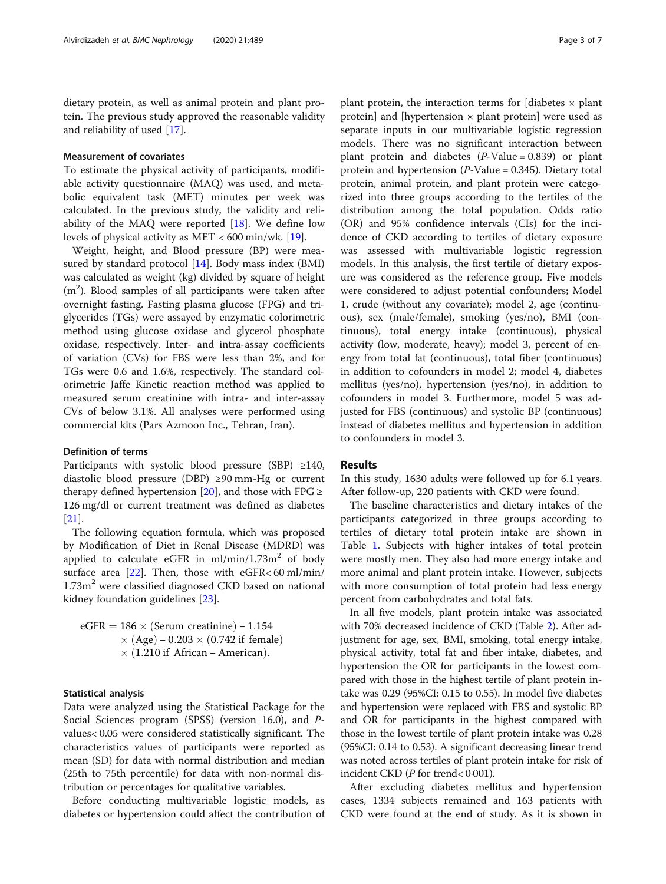dietary protein, as well as animal protein and plant protein. The previous study approved the reasonable validity and reliability of used [17].

### Measurement of covariates

To estimate the physical activity of participants, modifiable activity questionnaire (MAQ) was used, and metabolic equivalent task (MET) minutes per week was calculated. In the previous study, the validity and reliability of the MAQ were reported [18]. We define low levels of physical activity as MET < 600 min/wk. [19].

Weight, height, and Blood pressure (BP) were measured by standard protocol [14]. Body mass index (BMI) was calculated as weight (kg) divided by square of height ($m^2$). Blood samples of all participants were taken after overnight fasting. Fasting plasma glucose (FPG) and triglycerides (TGs) were assayed by enzymatic colorimetric method using glucose oxidase and glycerol phosphate oxidase, respectively. Inter- and intra-assay coefficients of variation (CVs) for FBS were less than 2%, and for TGs were 0.6 and 1.6%, respectively. The standard colorimetric Jaffe Kinetic reaction method was applied to measured serum creatinine with intra- and inter-assay CVs of below 3.1%. All analyses were performed using commercial kits (Pars Azmoon Inc., Tehran, Iran).

### Definition of terms

Participants with systolic blood pressure (SBP) ≥140, diastolic blood pressure (DBP) ≥90 mm-Hg or current therapy defined hypertension [20], and those with FPG ≥ 126 mg/dl or current treatment was defined as diabetes [21].

The following equation formula, which was proposed by Modification of Diet in Renal Disease (MDRD) was applied to calculate eGFR in ml/min/1.73m$^2$ of body surface area [22]. Then, those with eGFR< 60 ml/min/1.73m$^2$ were classified diagnosed CKD based on national kidney foundation guidelines [23].

$$\mathrm{eGFR} = 186 \times (\text{Serum creatinine}) - 1.154 \times (\text{Age}) - 0.203 \times (0.742 \text{ if female}) \times (1.210 \text{ if African}-\text{American}).$$

### Statistical analysis

Data were analyzed using the Statistical Package for the Social Sciences program (SPSS) (version 16.0), and *P*-values< 0.05 were considered statistically significant. The characteristics values of participants were reported as mean (SD) for data with normal distribution and median (25th to 75th percentile) for data with non-normal distribution or percentages for qualitative variables.

Before conducting multivariable logistic models, as diabetes or hypertension could affect the contribution of plant protein, the interaction terms for [diabetes × plant protein] and [hypertension × plant protein] were used as separate inputs in our multivariable logistic regression models. There was no significant interaction between plant protein and diabetes (*P*-Value = 0.839) or plant protein and hypertension (*P*-Value = 0.345). Dietary total protein, animal protein, and plant protein were categorized into three groups according to the tertiles of the distribution among the total population. Odds ratio (OR) and 95% confidence intervals (CIs) for the incidence of CKD according to tertiles of dietary exposure was assessed with multivariable logistic regression models. In this analysis, the first tertile of dietary exposure was considered as the reference group. Five models were considered to adjust potential confounders; Model 1, crude (without any covariate); model 2, age (continuous), sex (male/female), smoking (yes/no), BMI (continuous), total energy intake (continuous), physical activity (low, moderate, heavy); model 3, percent of energy from total fat (continuous), total fiber (continuous) in addition to cofounders in model 2; model 4, diabetes mellitus (yes/no), hypertension (yes/no), in addition to cofounders in model 3. Furthermore, model 5 was adjusted for FBS (continuous) and systolic BP (continuous) instead of diabetes mellitus and hypertension in addition to confounders in model 3.

## Results

In this study, 1630 adults were followed up for 6.1 years. After follow-up, 220 patients with CKD were found.

The baseline characteristics and dietary intakes of the participants categorized in three groups according to tertiles of dietary total protein intake are shown in Table 1. Subjects with higher intakes of total protein were mostly men. They also had more energy intake and more animal and plant protein intake. However, subjects with more consumption of total protein had less energy percent from carbohydrates and total fats.

In all five models, plant protein intake was associated with 70% decreased incidence of CKD (Table 2). After adjustment for age, sex, BMI, smoking, total energy intake, physical activity, total fat and fiber intake, diabetes, and hypertension the OR for participants in the lowest compared with those in the highest tertile of plant protein intake was 0.29 (95%CI: 0.15 to 0.55). In model five diabetes and hypertension were replaced with FBS and systolic BP and OR for participants in the highest compared with those in the lowest tertile of plant protein intake was 0.28 (95%CI: 0.14 to 0.53). A significant decreasing linear trend was noted across tertiles of plant protein intake for risk of incident CKD (*P* for trend< 0·001).

After excluding diabetes mellitus and hypertension cases, 1334 subjects remained and 163 patients with CKD were found at the end of study. As it is shown in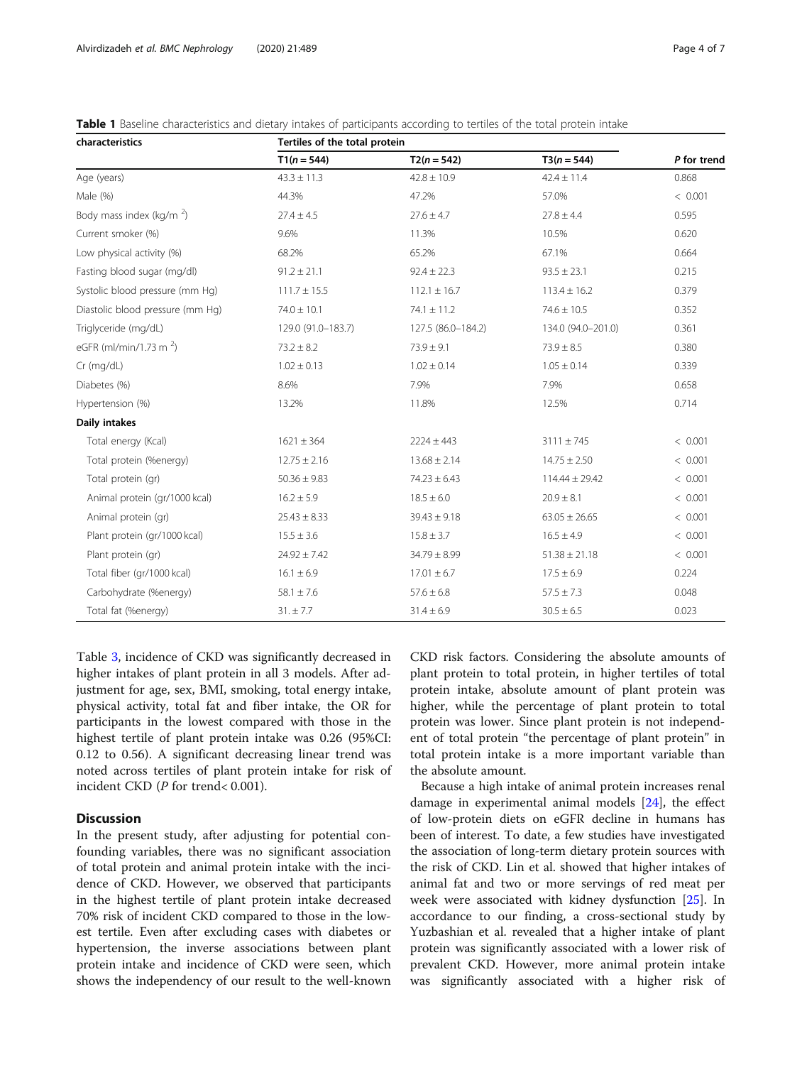**Table 1** Baseline characteristics and dietary intakes of participants according to tertiles of the total protein intake

| characteristics | Tertiles of the total protein | | | P for trend |
|---|---|---|---|---|
| | T1(n = 544) | T2(n = 542) | T3(n = 544) | |
| Age (years) | 43.3 ± 11.3 | 42.8 ± 10.9 | 42.4 ± 11.4 | 0.868 |
| Male (%) | 44.3% | 47.2% | 57.0% | < 0.001 |
| Body mass index (kg/m $^2$) | 27.4 ± 4.5 | 27.6 ± 4.7 | 27.8 ± 4.4 | 0.595 |
| Current smoker (%) | 9.6% | 11.3% | 10.5% | 0.620 |
| Low physical activity (%) | 68.2% | 65.2% | 67.1% | 0.664 |
| Fasting blood sugar (mg/dl) | 91.2 ± 21.1 | 92.4 ± 22.3 | 93.5 ± 23.1 | 0.215 |
| Systolic blood pressure (mm Hg) | 111.7 ± 15.5 | 112.1 ± 16.7 | 113.4 ± 16.2 | 0.379 |
| Diastolic blood pressure (mm Hg) | 74.0 ± 10.1 | 74.1 ± 11.2 | 74.6 ± 10.5 | 0.352 |
| Triglyceride (mg/dL) | 129.0 (91.0–183.7) | 127.5 (86.0–184.2) | 134.0 (94.0–201.0) | 0.361 |
| eGFR (ml/min/1.73 m $^2$) | 73.2 ± 8.2 | 73.9 ± 9.1 | 73.9 ± 8.5 | 0.380 |
| Cr (mg/dL) | 1.02 ± 0.13 | 1.02 ± 0.14 | 1.05 ± 0.14 | 0.339 |
| Diabetes (%) | 8.6% | 7.9% | 7.9% | 0.658 |
| Hypertension (%) | 13.2% | 11.8% | 12.5% | 0.714 |
| **Daily intakes** | | | | |
| Total energy (Kcal) | 1621 ± 364 | 2224 ± 443 | 3111 ± 745 | < 0.001 |
| Total protein (%energy) | 12.75 ± 2.16 | 13.68 ± 2.14 | 14.75 ± 2.50 | < 0.001 |
| Total protein (gr) | 50.36 ± 9.83 | 74.23 ± 6.43 | 114.44 ± 29.42 | < 0.001 |
| Animal protein (gr/1000 kcal) | 16.2 ± 5.9 | 18.5 ± 6.0 | 20.9 ± 8.1 | < 0.001 |
| Animal protein (gr) | 25.43 ± 8.33 | 39.43 ± 9.18 | 63.05 ± 26.65 | < 0.001 |
| Plant protein (gr/1000 kcal) | 15.5 ± 3.6 | 15.8 ± 3.7 | 16.5 ± 4.9 | < 0.001 |
| Plant protein (gr) | 24.92 ± 7.42 | 34.79 ± 8.99 | 51.38 ± 21.18 | < 0.001 |
| Total fiber (gr/1000 kcal) | 16.1 ± 6.9 | 17.01 ± 6.7 | 17.5 ± 6.9 | 0.224 |
| Carbohydrate (%energy) | 58.1 ± 7.6 | 57.6 ± 6.8 | 57.5 ± 7.3 | 0.048 |
| Total fat (%energy) | 31. ± 7.7 | 31.4 ± 6.9 | 30.5 ± 6.5 | 0.023 |

Table 3, incidence of CKD was significantly decreased in higher intakes of plant protein in all 3 models. After adjustment for age, sex, BMI, smoking, total energy intake, physical activity, total fat and fiber intake, the OR for participants in the lowest compared with those in the highest tertile of plant protein intake was 0.26 (95%CI: 0.12 to 0.56). A significant decreasing linear trend was noted across tertiles of plant protein intake for risk of incident CKD (*P* for trend< 0.001).

## Discussion

In the present study, after adjusting for potential confounding variables, there was no significant association of total protein and animal protein intake with the incidence of CKD. However, we observed that participants in the highest tertile of plant protein intake decreased 70% risk of incident CKD compared to those in the lowest tertile. Even after excluding cases with diabetes or hypertension, the inverse associations between plant protein intake and incidence of CKD were seen, which shows the independency of our result to the well-known CKD risk factors. Considering the absolute amounts of plant protein to total protein, in higher tertiles of total protein intake, absolute amount of plant protein was higher, while the percentage of plant protein to total protein was lower. Since plant protein is not independent of total protein "the percentage of plant protein" in total protein intake is a more important variable than the absolute amount.

Because a high intake of animal protein increases renal damage in experimental animal models [24], the effect of low-protein diets on eGFR decline in humans has been of interest. To date, a few studies have investigated the association of long-term dietary protein sources with the risk of CKD. Lin et al. showed that higher intakes of animal fat and two or more servings of red meat per week were associated with kidney dysfunction [25]. In accordance to our finding, a cross-sectional study by Yuzbashian et al. revealed that a higher intake of plant protein was significantly associated with a lower risk of prevalent CKD. However, more animal protein intake was significantly associated with a higher risk of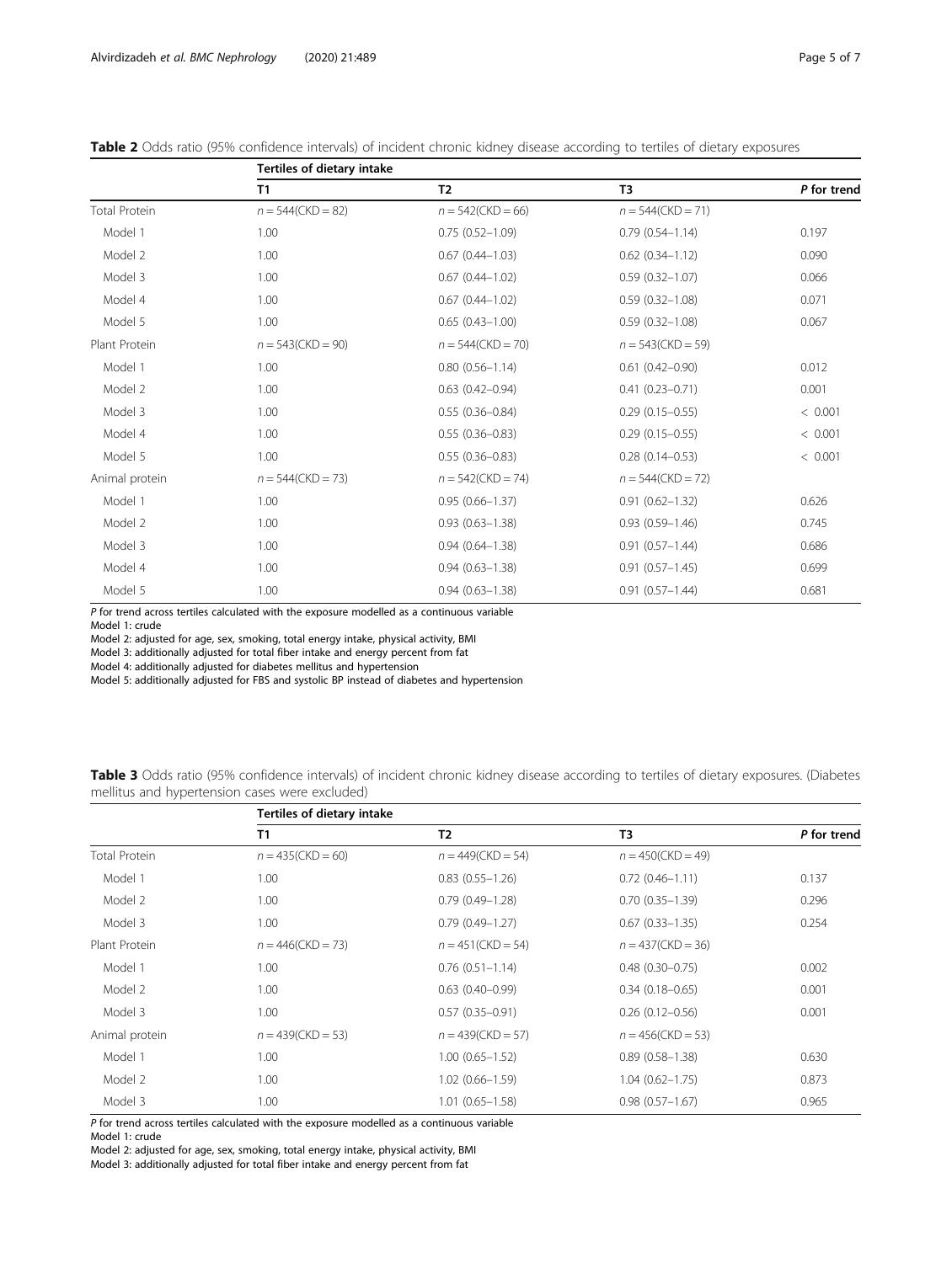**Table 2** Odds ratio (95% confidence intervals) of incident chronic kidney disease according to tertiles of dietary exposures

| | Tertiles of dietary intake | | | |
|---|---|---|---|---|
| | T1 | T2 | T3 | *P* for trend |
| Total Protein | *n* = 544(CKD = 82) | *n* = 542(CKD = 66) | *n* = 544(CKD = 71) | |
| Model 1 | 1.00 | 0.75 (0.52–1.09) | 0.79 (0.54–1.14) | 0.197 |
| Model 2 | 1.00 | 0.67 (0.44–1.03) | 0.62 (0.34–1.12) | 0.090 |
| Model 3 | 1.00 | 0.67 (0.44–1.02) | 0.59 (0.32–1.07) | 0.066 |
| Model 4 | 1.00 | 0.67 (0.44–1.02) | 0.59 (0.32–1.08) | 0.071 |
| Model 5 | 1.00 | 0.65 (0.43–1.00) | 0.59 (0.32–1.08) | 0.067 |
| Plant Protein | *n* = 543(CKD = 90) | *n* = 544(CKD = 70) | *n* = 543(CKD = 59) | |
| Model 1 | 1.00 | 0.80 (0.56–1.14) | 0.61 (0.42–0.90) | 0.012 |
| Model 2 | 1.00 | 0.63 (0.42–0.94) | 0.41 (0.23–0.71) | 0.001 |
| Model 3 | 1.00 | 0.55 (0.36–0.84) | 0.29 (0.15–0.55) | < 0.001 |
| Model 4 | 1.00 | 0.55 (0.36–0.83) | 0.29 (0.15–0.55) | < 0.001 |
| Model 5 | 1.00 | 0.55 (0.36–0.83) | 0.28 (0.14–0.53) | < 0.001 |
| Animal protein | *n* = 544(CKD = 73) | *n* = 542(CKD = 74) | *n* = 544(CKD = 72) | |
| Model 1 | 1.00 | 0.95 (0.66–1.37) | 0.91 (0.62–1.32) | 0.626 |
| Model 2 | 1.00 | 0.93 (0.63–1.38) | 0.93 (0.59–1.46) | 0.745 |
| Model 3 | 1.00 | 0.94 (0.64–1.38) | 0.91 (0.57–1.44) | 0.686 |
| Model 4 | 1.00 | 0.94 (0.63–1.38) | 0.91 (0.57–1.45) | 0.699 |
| Model 5 | 1.00 | 0.94 (0.63–1.38) | 0.91 (0.57–1.44) | 0.681 |

*P* for trend across tertiles calculated with the exposure modelled as a continuous variable
Model 1: crude
Model 2: adjusted for age, sex, smoking, total energy intake, physical activity, BMI
Model 3: additionally adjusted for total fiber intake and energy percent from fat
Model 4: additionally adjusted for diabetes mellitus and hypertension
Model 5: additionally adjusted for FBS and systolic BP instead of diabetes and hypertension

**Table 3** Odds ratio (95% confidence intervals) of incident chronic kidney disease according to tertiles of dietary exposures. (Diabetes mellitus and hypertension cases were excluded)

| | Tertiles of dietary intake | | | |
|---|---|---|---|---|
| | T1 | T2 | T3 | *P* for trend |
| Total Protein | *n* = 435(CKD = 60) | *n* = 449(CKD = 54) | *n* = 450(CKD = 49) | |
| Model 1 | 1.00 | 0.83 (0.55–1.26) | 0.72 (0.46–1.11) | 0.137 |
| Model 2 | 1.00 | 0.79 (0.49–1.28) | 0.70 (0.35–1.39) | 0.296 |
| Model 3 | 1.00 | 0.79 (0.49–1.27) | 0.67 (0.33–1.35) | 0.254 |
| Plant Protein | *n* = 446(CKD = 73) | *n* = 451(CKD = 54) | *n* = 437(CKD = 36) | |
| Model 1 | 1.00 | 0.76 (0.51–1.14) | 0.48 (0.30–0.75) | 0.002 |
| Model 2 | 1.00 | 0.63 (0.40–0.99) | 0.34 (0.18–0.65) | 0.001 |
| Model 3 | 1.00 | 0.57 (0.35–0.91) | 0.26 (0.12–0.56) | 0.001 |
| Animal protein | *n* = 439(CKD = 53) | *n* = 439(CKD = 57) | *n* = 456(CKD = 53) | |
| Model 1 | 1.00 | 1.00 (0.65–1.52) | 0.89 (0.58–1.38) | 0.630 |
| Model 2 | 1.00 | 1.02 (0.66–1.59) | 1.04 (0.62–1.75) | 0.873 |
| Model 3 | 1.00 | 1.01 (0.65–1.58) | 0.98 (0.57–1.67) | 0.965 |

*P* for trend across tertiles calculated with the exposure modelled as a continuous variable
Model 1: crude
Model 2: adjusted for age, sex, smoking, total energy intake, physical activity, BMI
Model 3: additionally adjusted for total fiber intake and energy percent from fat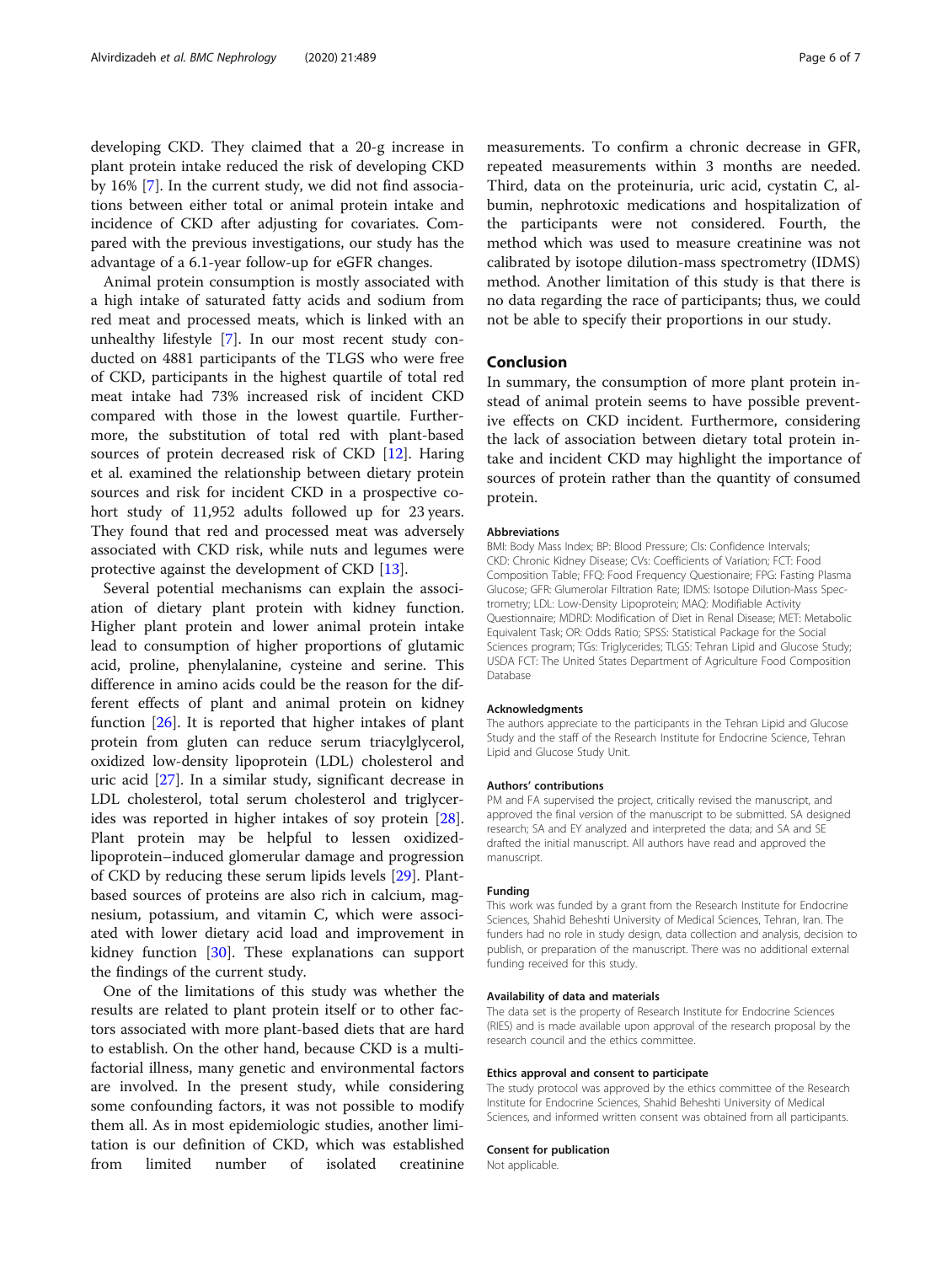developing CKD. They claimed that a 20-g increase in plant protein intake reduced the risk of developing CKD by 16% [7]. In the current study, we did not find associations between either total or animal protein intake and incidence of CKD after adjusting for covariates. Compared with the previous investigations, our study has the advantage of a 6.1-year follow-up for eGFR changes.

Animal protein consumption is mostly associated with a high intake of saturated fatty acids and sodium from red meat and processed meats, which is linked with an unhealthy lifestyle [7]. In our most recent study conducted on 4881 participants of the TLGS who were free of CKD, participants in the highest quartile of total red meat intake had 73% increased risk of incident CKD compared with those in the lowest quartile. Furthermore, the substitution of total red with plant-based sources of protein decreased risk of CKD [12]. Haring et al. examined the relationship between dietary protein sources and risk for incident CKD in a prospective cohort study of 11,952 adults followed up for 23 years. They found that red and processed meat was adversely associated with CKD risk, while nuts and legumes were protective against the development of CKD [13].

Several potential mechanisms can explain the association of dietary plant protein with kidney function. Higher plant protein and lower animal protein intake lead to consumption of higher proportions of glutamic acid, proline, phenylalanine, cysteine and serine. This difference in amino acids could be the reason for the different effects of plant and animal protein on kidney function [26]. It is reported that higher intakes of plant protein from gluten can reduce serum triacylglycerol, oxidized low-density lipoprotein (LDL) cholesterol and uric acid [27]. In a similar study, significant decrease in LDL cholesterol, total serum cholesterol and triglycerides was reported in higher intakes of soy protein [28]. Plant protein may be helpful to lessen oxidized-lipoprotein–induced glomerular damage and progression of CKD by reducing these serum lipids levels [29]. Plant-based sources of proteins are also rich in calcium, magnesium, potassium, and vitamin C, which were associated with lower dietary acid load and improvement in kidney function [30]. These explanations can support the findings of the current study.

One of the limitations of this study was whether the results are related to plant protein itself or to other factors associated with more plant-based diets that are hard to establish. On the other hand, because CKD is a multifactorial illness, many genetic and environmental factors are involved. In the present study, while considering some confounding factors, it was not possible to modify them all. As in most epidemiologic studies, another limitation is our definition of CKD, which was established from limited number of isolated creatinine measurements. To confirm a chronic decrease in GFR, repeated measurements within 3 months are needed. Third, data on the proteinuria, uric acid, cystatin C, albumin, nephrotoxic medications and hospitalization of the participants were not considered. Fourth, the method which was used to measure creatinine was not calibrated by isotope dilution-mass spectrometry (IDMS) method. Another limitation of this study is that there is no data regarding the race of participants; thus, we could not be able to specify their proportions in our study.

## Conclusion

In summary, the consumption of more plant protein instead of animal protein seems to have possible preventive effects on CKD incident. Furthermore, considering the lack of association between dietary total protein intake and incident CKD may highlight the importance of sources of protein rather than the quantity of consumed protein.

#### Abbreviations

BMI: Body Mass Index; BP: Blood Pressure; CIs: Confidence Intervals; CKD: Chronic Kidney Disease; CVs: Coefficients of Variation; FCT: Food Composition Table; FFQ: Food Frequency Questionaire; FPG: Fasting Plasma Glucose; GFR: Glumerolar Filtration Rate; IDMS: Isotope Dilution-Mass Spectrometry; LDL: Low-Density Lipoprotein; MAQ: Modifiable Activity Questionnaire; MDRD: Modification of Diet in Renal Disease; MET: Metabolic Equivalent Task; OR: Odds Ratio; SPSS: Statistical Package for the Social Sciences program; TGs: Triglycerides; TLGS: Tehran Lipid and Glucose Study; USDA FCT: The United States Department of Agriculture Food Composition Database

#### Acknowledgments

The authors appreciate to the participants in the Tehran Lipid and Glucose Study and the staff of the Research Institute for Endocrine Science, Tehran Lipid and Glucose Study Unit.

#### Authors' contributions

PM and FA supervised the project, critically revised the manuscript, and approved the final version of the manuscript to be submitted. SA designed research; SA and EY analyzed and interpreted the data; and SA and SE drafted the initial manuscript. All authors have read and approved the manuscript.

#### Funding

This work was funded by a grant from the Research Institute for Endocrine Sciences, Shahid Beheshti University of Medical Sciences, Tehran, Iran. The funders had no role in study design, data collection and analysis, decision to publish, or preparation of the manuscript. There was no additional external funding received for this study.

#### Availability of data and materials

The data set is the property of Research Institute for Endocrine Sciences (RIES) and is made available upon approval of the research proposal by the research council and the ethics committee.

#### Ethics approval and consent to participate

The study protocol was approved by the ethics committee of the Research Institute for Endocrine Sciences, Shahid Beheshti University of Medical Sciences, and informed written consent was obtained from all participants.

#### Consent for publication

Not applicable.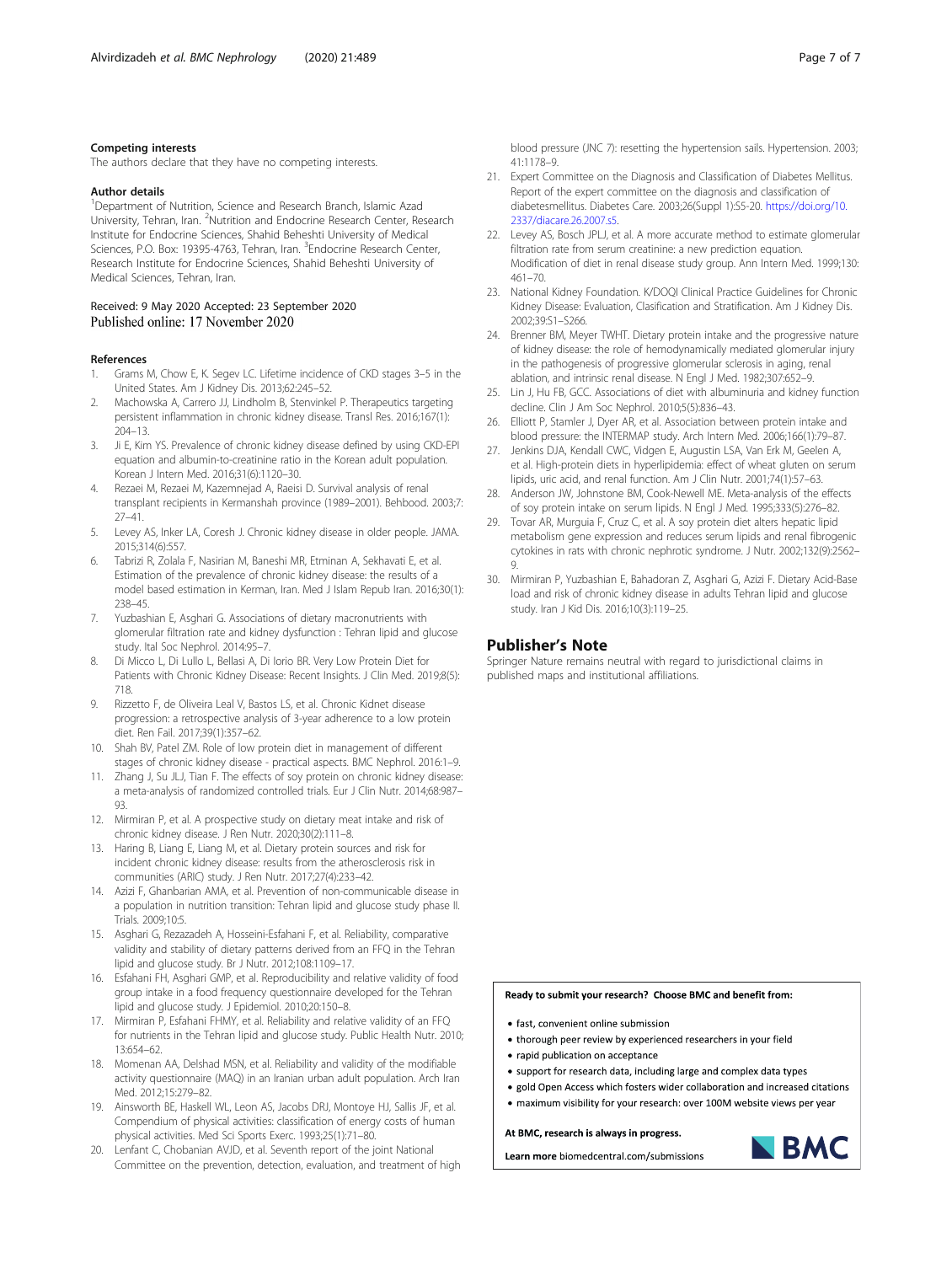### Competing interests

The authors declare that they have no competing interests.

### Author details

[1]Department of Nutrition, Science and Research Branch, Islamic Azad University, Tehran, Iran. [2]Nutrition and Endocrine Research Center, Research Institute for Endocrine Sciences, Shahid Beheshti University of Medical Sciences, P.O. Box: 19395-4763, Tehran, Iran. [3]Endocrine Research Center, Research Institute for Endocrine Sciences, Shahid Beheshti University of Medical Sciences, Tehran, Iran.

Received: 9 May 2020 Accepted: 23 September 2020
Published online: 17 November 2020

### References

1. Grams M, Chow E, K. Segev LC. Lifetime incidence of CKD stages 3–5 in the United States. Am J Kidney Dis. 2013;62:245–52.
2. Machowska A, Carrero JJ, Lindholm B, Stenvinkel P. Therapeutics targeting persistent inflammation in chronic kidney disease. Transl Res. 2016;167(1): 204–13.
3. Ji E, Kim YS. Prevalence of chronic kidney disease defined by using CKD-EPI equation and albumin-to-creatinine ratio in the Korean adult population. Korean J Intern Med. 2016;31(6):1120–30.
4. Rezaei M, Rezaei M, Kazemnejad A, Raeisi D. Survival analysis of renal transplant recipients in Kermanshah province (1989–2001). Behbood. 2003;7: 27–41.
5. Levey AS, Inker LA, Coresh J. Chronic kidney disease in older people. JAMA. 2015;314(6):557.
6. Tabrizi R, Zolala F, Nasirian M, Baneshi MR, Etminan A, Sekhavati E, et al. Estimation of the prevalence of chronic kidney disease: the results of a model based estimation in Kerman, Iran. Med J Islam Repub Iran. 2016;30(1): 238–45.
7. Yuzbashian E, Asghari G. Associations of dietary macronutrients with glomerular filtration rate and kidney dysfunction : Tehran lipid and glucose study. Ital Soc Nephrol. 2014:95–7.
8. Di Micco L, Di Lullo L, Bellasi A, Di Iorio BR. Very Low Protein Diet for Patients with Chronic Kidney Disease: Recent Insights. J Clin Med. 2019;8(5): 718.
9. Rizzetto F, de Oliveira Leal V, Bastos LS, et al. Chronic Kidnet disease progression: a retrospective analysis of 3-year adherence to a low protein diet. Ren Fail. 2017;39(1):357–62.
10. Shah BV, Patel ZM. Role of low protein diet in management of different stages of chronic kidney disease - practical aspects. BMC Nephrol. 2016:1–9.
11. Zhang J, Su JLJ, Tian F. The effects of soy protein on chronic kidney disease: a meta-analysis of randomized controlled trials. Eur J Clin Nutr. 2014;68:987–93.
12. Mirmiran P, et al. A prospective study on dietary meat intake and risk of chronic kidney disease. J Ren Nutr. 2020;30(2):111–8.
13. Haring B, Liang E, Liang M, et al. Dietary protein sources and risk for incident chronic kidney disease: results from the atherosclerosis risk in communities (ARIC) study. J Ren Nutr. 2017;27(4):233–42.
14. Azizi F, Ghanbarian AMA, et al. Prevention of non-communicable disease in a population in nutrition transition: Tehran lipid and glucose study phase II. Trials. 2009;10:5.
15. Asghari G, Rezazadeh A, Hosseini-Esfahani F, et al. Reliability, comparative validity and stability of dietary patterns derived from an FFQ in the Tehran lipid and glucose study. Br J Nutr. 2012;108:1109–17.
16. Esfahani FH, Asghari GMP, et al. Reproducibility and relative validity of food group intake in a food frequency questionnaire developed for the Tehran lipid and glucose study. J Epidemiol. 2010;20:150–8.
17. Mirmiran P, Esfahani FHMY, et al. Reliability and relative validity of an FFQ for nutrients in the Tehran lipid and glucose study. Public Health Nutr. 2010; 13:654–62.
18. Momenan AA, Delshad MSN, et al. Reliability and validity of the modifiable activity questionnaire (MAQ) in an Iranian urban adult population. Arch Iran Med. 2012;15:279–82.
19. Ainsworth BE, Haskell WL, Leon AS, Jacobs DRJ, Montoye HJ, Sallis JF, et al. Compendium of physical activities: classification of energy costs of human physical activities. Med Sci Sports Exerc. 1993;25(1):71–80.
20. Lenfant C, Chobanian AVJD, et al. Seventh report of the joint National Committee on the prevention, detection, evaluation, and treatment of high blood pressure (JNC 7): resetting the hypertension sails. Hypertension. 2003; 41:1178–9.
21. Expert Committee on the Diagnosis and Classification of Diabetes Mellitus. Report of the expert committee on the diagnosis and classification of diabetesmellitus. Diabetes Care. 2003;26(Suppl 1):S5-20. https://doi.org/10.2337/diacare.26.2007.s5.
22. Levey AS, Bosch JPLJ, et al. A more accurate method to estimate glomerular filtration rate from serum creatinine: a new prediction equation. Modification of diet in renal disease study group. Ann Intern Med. 1999;130: 461–70.
23. National Kidney Foundation. K/DOQI Clinical Practice Guidelines for Chronic Kidney Disease: Evaluation, Clasification and Stratification. Am J Kidney Dis. 2002;39:S1–S266.
24. Brenner BM, Meyer TWHT. Dietary protein intake and the progressive nature of kidney disease: the role of hemodynamically mediated glomerular injury in the pathogenesis of progressive glomerular sclerosis in aging, renal ablation, and intrinsic renal disease. N Engl J Med. 1982;307:652–9.
25. Lin J, Hu FB, GCC. Associations of diet with albuminuria and kidney function decline. Clin J Am Soc Nephrol. 2010;5(5):836–43.
26. Elliott P, Stamler J, Dyer AR, et al. Association between protein intake and blood pressure: the INTERMAP study. Arch Intern Med. 2006;166(1):79–87.
27. Jenkins DJA, Kendall CWC, Vidgen E, Augustin LSA, Van Erk M, Geelen A, et al. High-protein diets in hyperlipidemia: effect of wheat gluten on serum lipids, uric acid, and renal function. Am J Clin Nutr. 2001;74(1):57–63.
28. Anderson JW, Johnstone BM, Cook-Newell ME. Meta-analysis of the effects of soy protein intake on serum lipids. N Engl J Med. 1995;333(5):276–82.
29. Tovar AR, Murguia F, Cruz C, et al. A soy protein diet alters hepatic lipid metabolism gene expression and reduces serum lipids and renal fibrogenic cytokines in rats with chronic nephrotic syndrome. J Nutr. 2002;132(9):2562–9.
30. Mirmiran P, Yuzbashian E, Bahadoran Z, Asghari G, Azizi F. Dietary Acid-Base load and risk of chronic kidney disease in adults Tehran lipid and glucose study. Iran J Kid Dis. 2016;10(3):119–25.

## Publisher's Note

Springer Nature remains neutral with regard to jurisdictional claims in published maps and institutional affiliations.

**Ready to submit your research? Choose BMC and benefit from:**

- fast, convenient online submission
- thorough peer review by experienced researchers in your field
- rapid publication on acceptance
- support for research data, including large and complex data types
- gold Open Access which fosters wider collaboration and increased citations
- maximum visibility for your research: over 100M website views per year

**At BMC, research is always in progress.**

**Learn more** biomedcentral.com/submissions

BMC